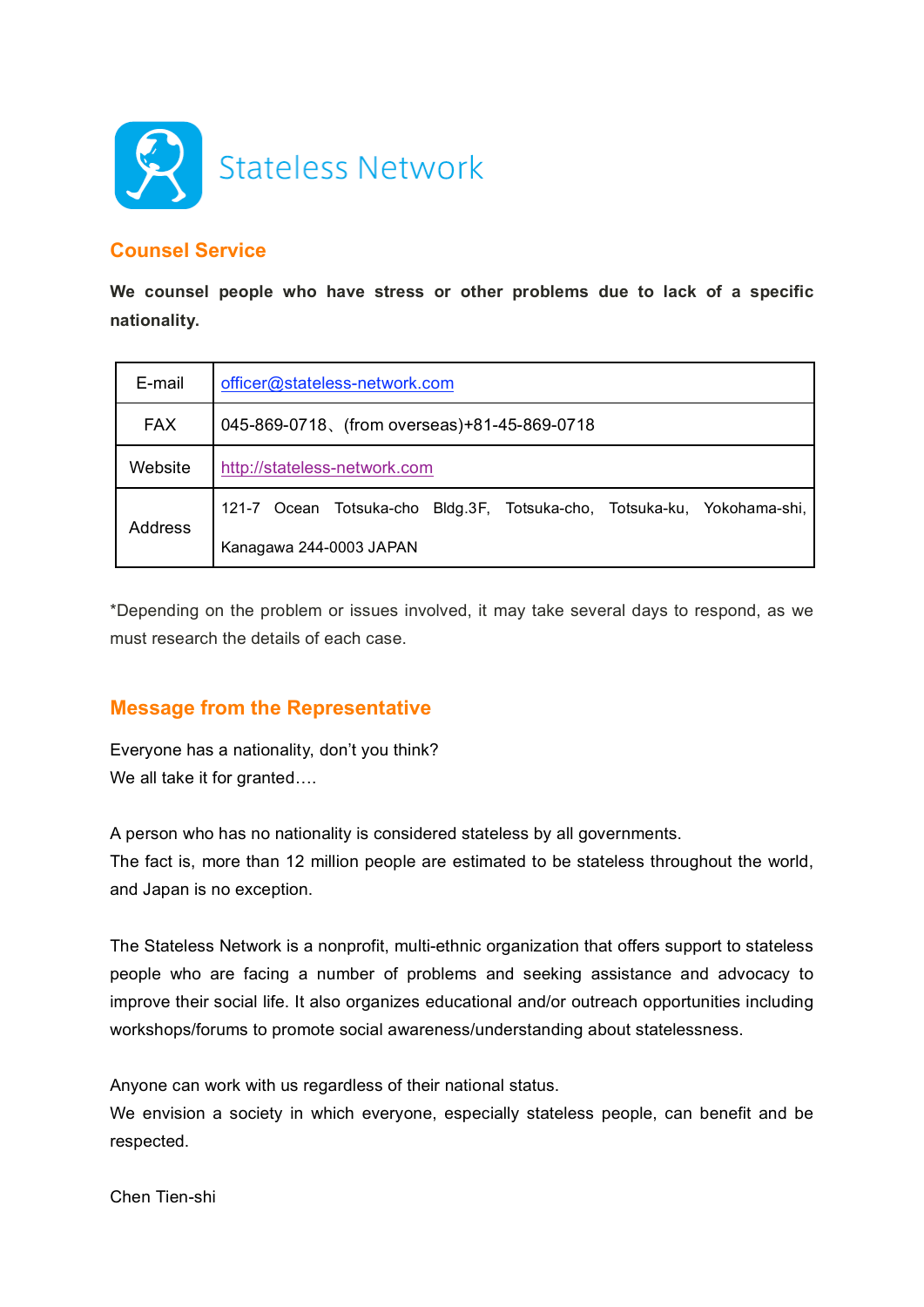# Stateless Network

## Counsel Service

**We counsel people who have stress or other problems due to lack of a specific nationality.**

| | |
|---|---|
| E-mail | officer@stateless-network.com |
| FAX | 045-869-0718、(from overseas)+81-45-869-0718 |
| Website | http://stateless-network.com |
| Address | 121-7 Ocean Totsuka-cho Bldg.3F, Totsuka-cho, Totsuka-ku, Yokohama-shi, Kanagawa 244-0003 JAPAN |

*Depending on the problem or issues involved, it may take several days to respond, as we must research the details of each case.

## Message from the Representative

Everyone has a nationality, don't you think?
We all take it for granted….

A person who has no nationality is considered stateless by all governments.
The fact is, more than 12 million people are estimated to be stateless throughout the world, and Japan is no exception.

The Stateless Network is a nonprofit, multi-ethnic organization that offers support to stateless people who are facing a number of problems and seeking assistance and advocacy to improve their social life. It also organizes educational and/or outreach opportunities including workshops/forums to promote social awareness/understanding about statelessness.

Anyone can work with us regardless of their national status.
We envision a society in which everyone, especially stateless people, can benefit and be respected.

Chen Tien-shi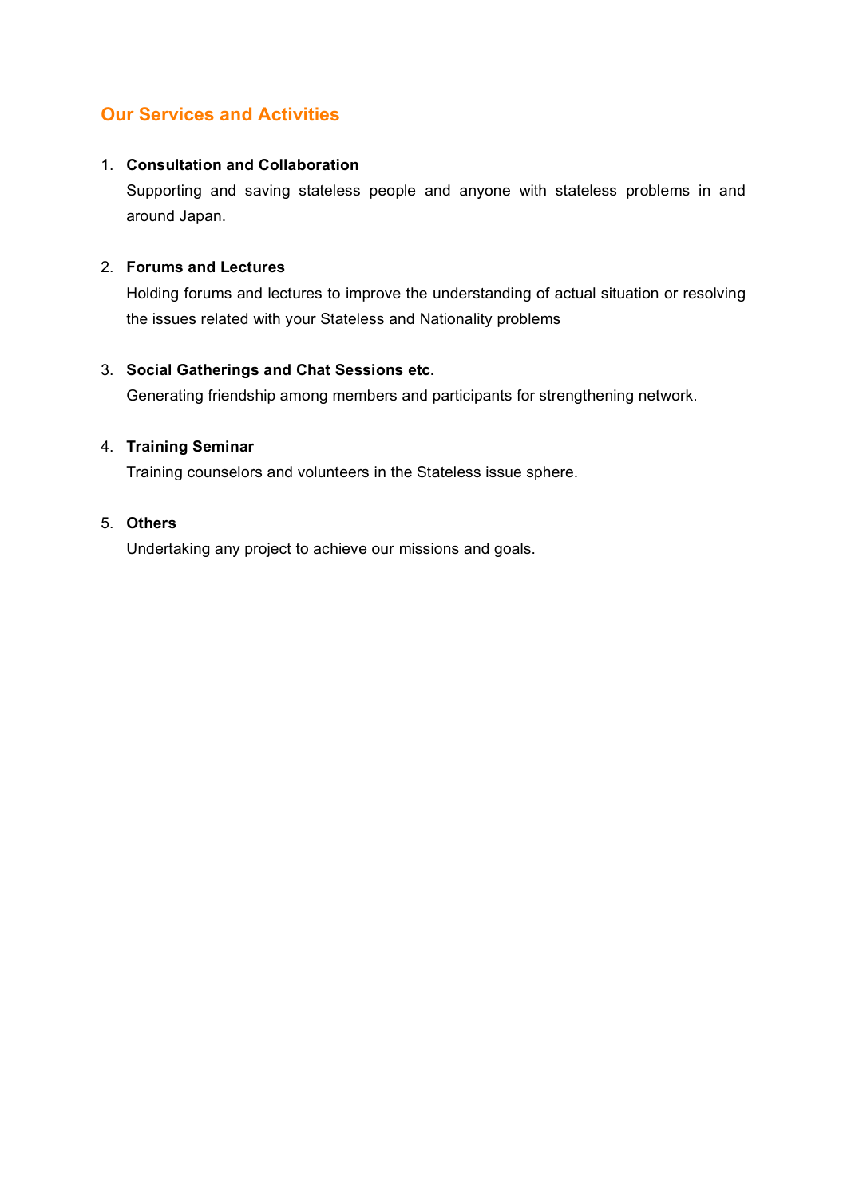## Our Services and Activities

1. **Consultation and Collaboration**
   Supporting and saving stateless people and anyone with stateless problems in and around Japan.

2. **Forums and Lectures**
   Holding forums and lectures to improve the understanding of actual situation or resolving the issues related with your Stateless and Nationality problems

3. **Social Gatherings and Chat Sessions etc.**
   Generating friendship among members and participants for strengthening network.

4. **Training Seminar**
   Training counselors and volunteers in the Stateless issue sphere.

5. **Others**
   Undertaking any project to achieve our missions and goals.